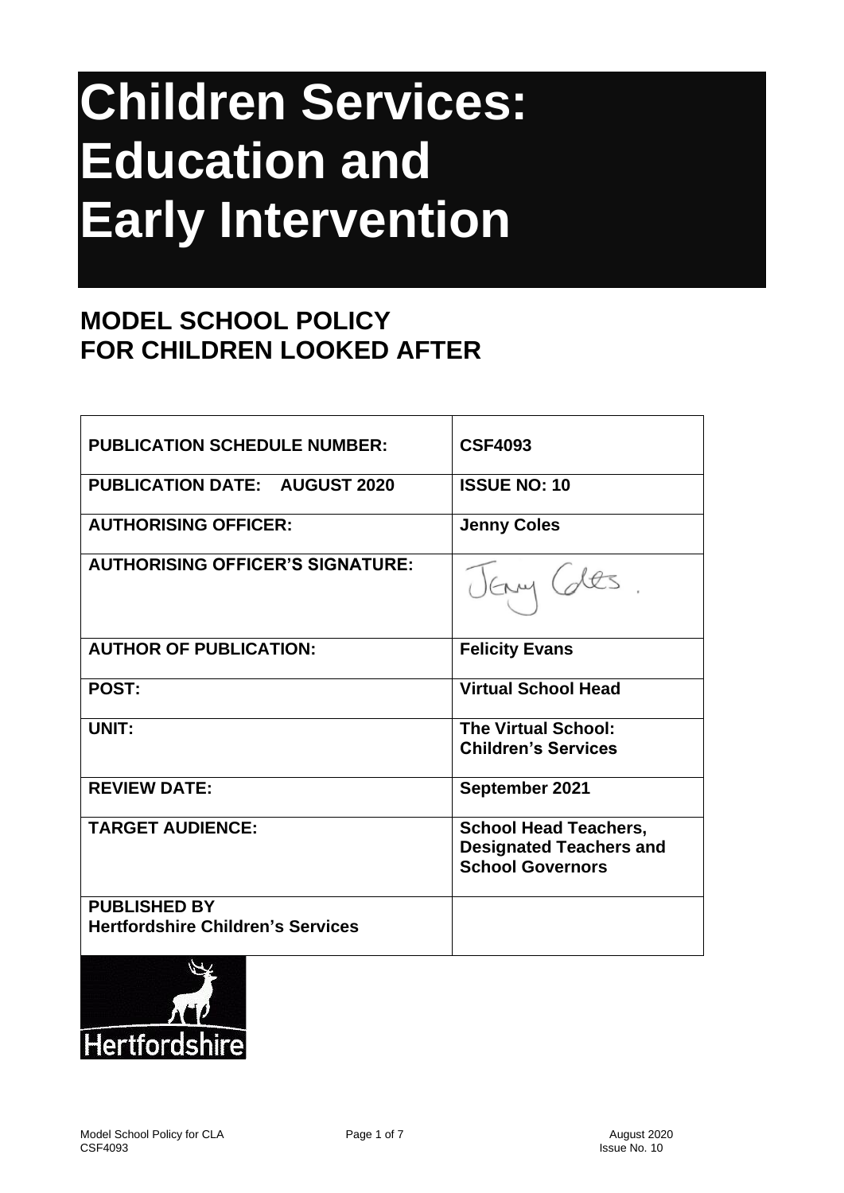# Children Services: Education and Early Intervention

## MODEL SCHOOL POLICY FOR CHILDREN LOOKED AFTER

| | |
|---|---|
| **PUBLICATION SCHEDULE NUMBER:** | **CSF4093** |
| **PUBLICATION DATE: AUGUST 2020** | **ISSUE NO: 10** |
| **AUTHORISING OFFICER:** | **Jenny Coles** |
| **AUTHORISING OFFICER'S SIGNATURE:** | Jenny Coles. |
| **AUTHOR OF PUBLICATION:** | **Felicity Evans** |
| **POST:** | **Virtual School Head** |
| **UNIT:** | **The Virtual School: Children's Services** |
| **REVIEW DATE:** | **September 2021** |
| **TARGET AUDIENCE:** | **School Head Teachers, Designated Teachers and School Governors** |
| **PUBLISHED BY Hertfordshire Children's Services** | |

Hertfordshire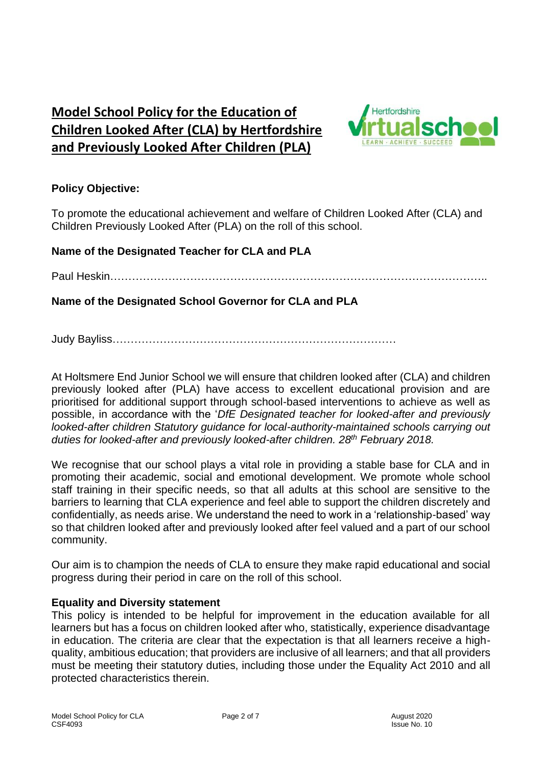# Model School Policy for the Education of Children Looked After (CLA) by Hertfordshire and Previously Looked After Children (PLA)

**Policy Objective:**

To promote the educational achievement and welfare of Children Looked After (CLA) and Children Previously Looked After (PLA) on the roll of this school.

**Name of the Designated Teacher for CLA and PLA**

Paul Heskin……………………………………………………………………………………………..

**Name of the Designated School Governor for CLA and PLA**

Judy Bayliss……………………………………………………………………

At Holtsmere End Junior School we will ensure that children looked after (CLA) and children previously looked after (PLA) have access to excellent educational provision and are prioritised for additional support through school-based interventions to achieve as well as possible, in accordance with the '*DfE Designated teacher for looked-after and previously looked-after children Statutory guidance for local-authority-maintained schools carrying out duties for looked-after and previously looked-after children. 28th February 2018.*

We recognise that our school plays a vital role in providing a stable base for CLA and in promoting their academic, social and emotional development. We promote whole school staff training in their specific needs, so that all adults at this school are sensitive to the barriers to learning that CLA experience and feel able to support the children discretely and confidentially, as needs arise. We understand the need to work in a 'relationship-based' way so that children looked after and previously looked after feel valued and a part of our school community.

Our aim is to champion the needs of CLA to ensure they make rapid educational and social progress during their period in care on the roll of this school.

**Equality and Diversity statement**

This policy is intended to be helpful for improvement in the education available for all learners but has a focus on children looked after who, statistically, experience disadvantage in education. The criteria are clear that the expectation is that all learners receive a high-quality, ambitious education; that providers are inclusive of all learners; and that all providers must be meeting their statutory duties, including those under the Equality Act 2010 and all protected characteristics therein.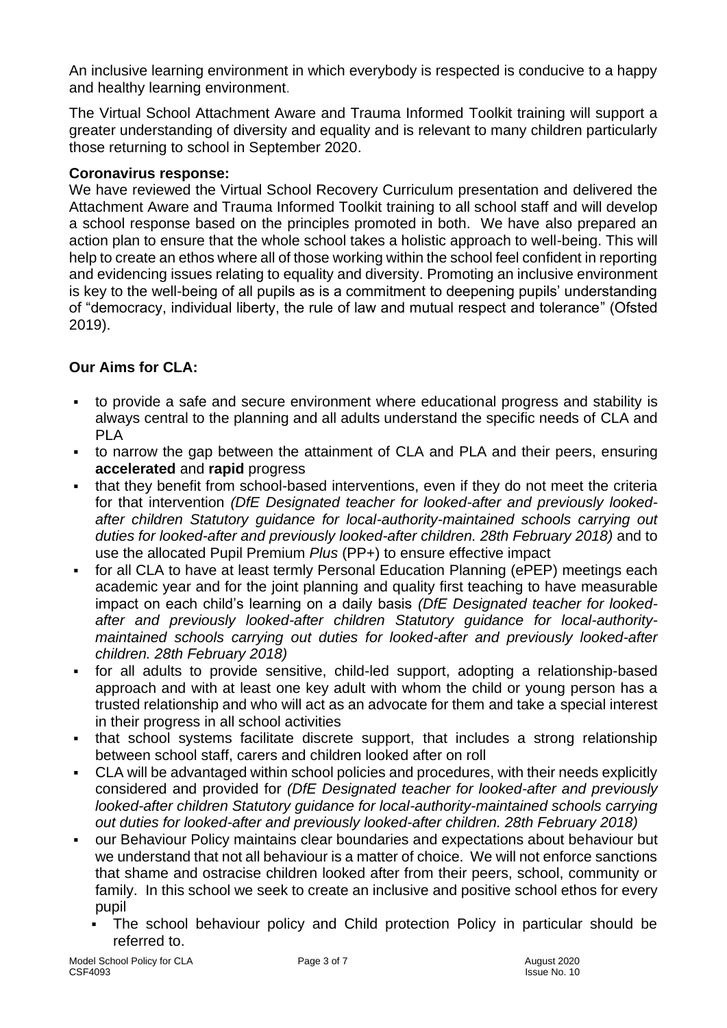An inclusive learning environment in which everybody is respected is conducive to a happy and healthy learning environment.

The Virtual School Attachment Aware and Trauma Informed Toolkit training will support a greater understanding of diversity and equality and is relevant to many children particularly those returning to school in September 2020.

**Coronavirus response:**
We have reviewed the Virtual School Recovery Curriculum presentation and delivered the Attachment Aware and Trauma Informed Toolkit training to all school staff and will develop a school response based on the principles promoted in both. We have also prepared an action plan to ensure that the whole school takes a holistic approach to well-being. This will help to create an ethos where all of those working within the school feel confident in reporting and evidencing issues relating to equality and diversity. Promoting an inclusive environment is key to the well-being of all pupils as is a commitment to deepening pupils' understanding of "democracy, individual liberty, the rule of law and mutual respect and tolerance" (Ofsted 2019).

**Our Aims for CLA:**

- to provide a safe and secure environment where educational progress and stability is always central to the planning and all adults understand the specific needs of CLA and PLA
- to narrow the gap between the attainment of CLA and PLA and their peers, ensuring **accelerated** and **rapid** progress
- that they benefit from school-based interventions, even if they do not meet the criteria for that intervention *(DfE Designated teacher for looked-after and previously looked-after children Statutory guidance for local-authority-maintained schools carrying out duties for looked-after and previously looked-after children. 28th February 2018)* and to use the allocated Pupil Premium *Plus* (PP+) to ensure effective impact
- for all CLA to have at least termly Personal Education Planning (ePEP) meetings each academic year and for the joint planning and quality first teaching to have measurable impact on each child's learning on a daily basis *(DfE Designated teacher for looked-after and previously looked-after children Statutory guidance for local-authority-maintained schools carrying out duties for looked-after and previously looked-after children. 28th February 2018)*
- for all adults to provide sensitive, child-led support, adopting a relationship-based approach and with at least one key adult with whom the child or young person has a trusted relationship and who will act as an advocate for them and take a special interest in their progress in all school activities
- that school systems facilitate discrete support, that includes a strong relationship between school staff, carers and children looked after on roll
- CLA will be advantaged within school policies and procedures, with their needs explicitly considered and provided for *(DfE Designated teacher for looked-after and previously looked-after children Statutory guidance for local-authority-maintained schools carrying out duties for looked-after and previously looked-after children. 28th February 2018)*
- our Behaviour Policy maintains clear boundaries and expectations about behaviour but we understand that not all behaviour is a matter of choice. We will not enforce sanctions that shame and ostracise children looked after from their peers, school, community or family. In this school we seek to create an inclusive and positive school ethos for every pupil
  - The school behaviour policy and Child protection Policy in particular should be referred to.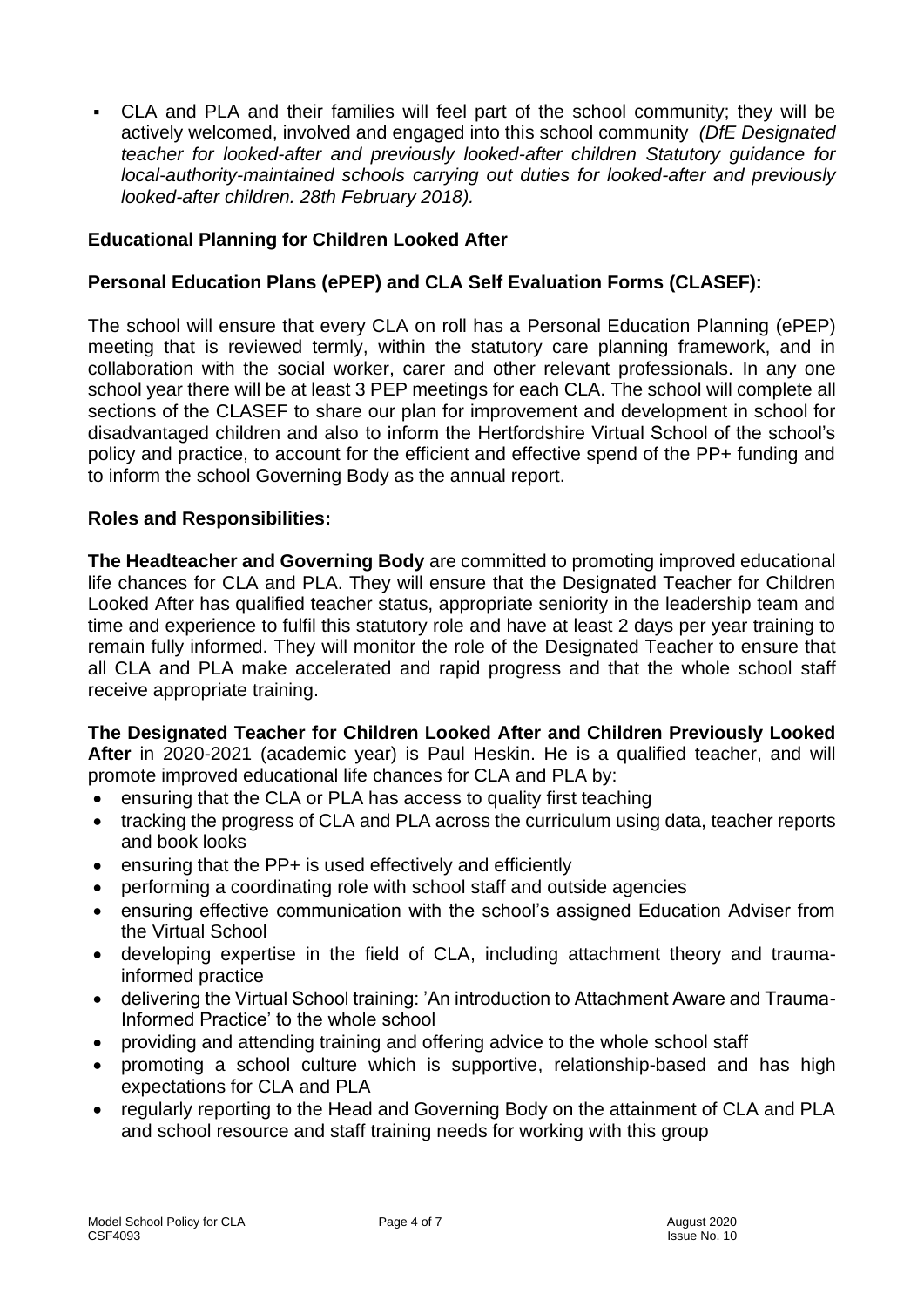- CLA and PLA and their families will feel part of the school community; they will be actively welcomed, involved and engaged into this school community *(DfE Designated teacher for looked-after and previously looked-after children Statutory guidance for local-authority-maintained schools carrying out duties for looked-after and previously looked-after children. 28th February 2018).*

**Educational Planning for Children Looked After**

**Personal Education Plans (ePEP) and CLA Self Evaluation Forms (CLASEF):**

The school will ensure that every CLA on roll has a Personal Education Planning (ePEP) meeting that is reviewed termly, within the statutory care planning framework, and in collaboration with the social worker, carer and other relevant professionals. In any one school year there will be at least 3 PEP meetings for each CLA. The school will complete all sections of the CLASEF to share our plan for improvement and development in school for disadvantaged children and also to inform the Hertfordshire Virtual School of the school's policy and practice, to account for the efficient and effective spend of the PP+ funding and to inform the school Governing Body as the annual report.

**Roles and Responsibilities:**

**The Headteacher and Governing Body** are committed to promoting improved educational life chances for CLA and PLA. They will ensure that the Designated Teacher for Children Looked After has qualified teacher status, appropriate seniority in the leadership team and time and experience to fulfil this statutory role and have at least 2 days per year training to remain fully informed. They will monitor the role of the Designated Teacher to ensure that all CLA and PLA make accelerated and rapid progress and that the whole school staff receive appropriate training.

**The Designated Teacher for Children Looked After and Children Previously Looked After** in 2020-2021 (academic year) is Paul Heskin. He is a qualified teacher, and will promote improved educational life chances for CLA and PLA by:

- ensuring that the CLA or PLA has access to quality first teaching
- tracking the progress of CLA and PLA across the curriculum using data, teacher reports and book looks
- ensuring that the PP+ is used effectively and efficiently
- performing a coordinating role with school staff and outside agencies
- ensuring effective communication with the school's assigned Education Adviser from the Virtual School
- developing expertise in the field of CLA, including attachment theory and trauma-informed practice
- delivering the Virtual School training: 'An introduction to Attachment Aware and Trauma-Informed Practice' to the whole school
- providing and attending training and offering advice to the whole school staff
- promoting a school culture which is supportive, relationship-based and has high expectations for CLA and PLA
- regularly reporting to the Head and Governing Body on the attainment of CLA and PLA and school resource and staff training needs for working with this group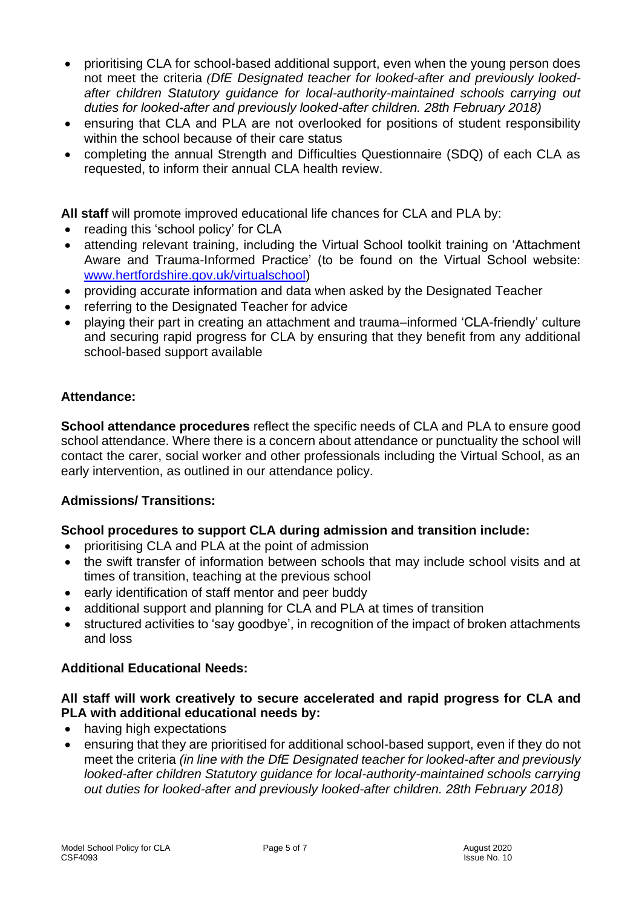- prioritising CLA for school-based additional support, even when the young person does not meet the criteria *(DfE Designated teacher for looked-after and previously looked-after children Statutory guidance for local-authority-maintained schools carrying out duties for looked-after and previously looked-after children. 28th February 2018)*
- ensuring that CLA and PLA are not overlooked for positions of student responsibility within the school because of their care status
- completing the annual Strength and Difficulties Questionnaire (SDQ) of each CLA as requested, to inform their annual CLA health review.

**All staff** will promote improved educational life chances for CLA and PLA by:

- reading this 'school policy' for CLA
- attending relevant training, including the Virtual School toolkit training on 'Attachment Aware and Trauma-Informed Practice' (to be found on the Virtual School website: [www.hertfordshire.gov.uk/virtualschool](www.hertfordshire.gov.uk/virtualschool))
- providing accurate information and data when asked by the Designated Teacher
- referring to the Designated Teacher for advice
- playing their part in creating an attachment and trauma–informed 'CLA-friendly' culture and securing rapid progress for CLA by ensuring that they benefit from any additional school-based support available

**Attendance:**

**School attendance procedures** reflect the specific needs of CLA and PLA to ensure good school attendance. Where there is a concern about attendance or punctuality the school will contact the carer, social worker and other professionals including the Virtual School, as an early intervention, as outlined in our attendance policy.

**Admissions/ Transitions:**

**School procedures to support CLA during admission and transition include:**

- prioritising CLA and PLA at the point of admission
- the swift transfer of information between schools that may include school visits and at times of transition, teaching at the previous school
- early identification of staff mentor and peer buddy
- additional support and planning for CLA and PLA at times of transition
- structured activities to 'say goodbye', in recognition of the impact of broken attachments and loss

**Additional Educational Needs:**

**All staff will work creatively to secure accelerated and rapid progress for CLA and PLA with additional educational needs by:**

- having high expectations
- ensuring that they are prioritised for additional school-based support, even if they do not meet the criteria *(in line with the DfE Designated teacher for looked-after and previously looked-after children Statutory guidance for local-authority-maintained schools carrying out duties for looked-after and previously looked-after children. 28th February 2018)*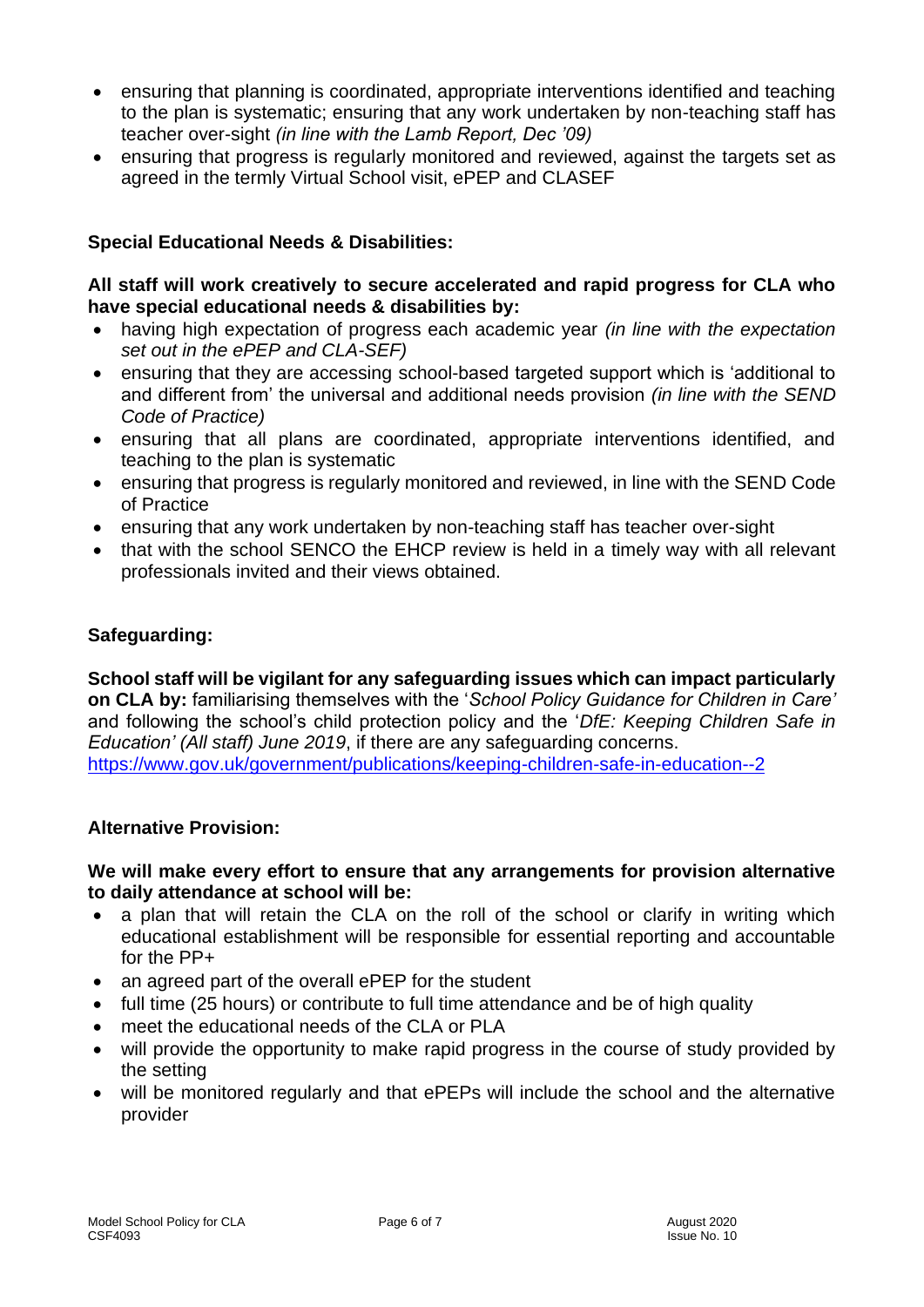- ensuring that planning is coordinated, appropriate interventions identified and teaching to the plan is systematic; ensuring that any work undertaken by non-teaching staff has teacher over-sight *(in line with the Lamb Report, Dec '09)*
- ensuring that progress is regularly monitored and reviewed, against the targets set as agreed in the termly Virtual School visit, ePEP and CLASEF

**Special Educational Needs & Disabilities:**

**All staff will work creatively to secure accelerated and rapid progress for CLA who have special educational needs & disabilities by:**

- having high expectation of progress each academic year *(in line with the expectation set out in the ePEP and CLA-SEF)*
- ensuring that they are accessing school-based targeted support which is 'additional to and different from' the universal and additional needs provision *(in line with the SEND Code of Practice)*
- ensuring that all plans are coordinated, appropriate interventions identified, and teaching to the plan is systematic
- ensuring that progress is regularly monitored and reviewed, in line with the SEND Code of Practice
- ensuring that any work undertaken by non-teaching staff has teacher over-sight
- that with the school SENCO the EHCP review is held in a timely way with all relevant professionals invited and their views obtained.

**Safeguarding:**

**School staff will be vigilant for any safeguarding issues which can impact particularly on CLA by:** familiarising themselves with the '*School Policy Guidance for Children in Care'* and following the school's child protection policy and the '*DfE: Keeping Children Safe in Education' (All staff) June 2019*, if there are any safeguarding concerns. https://www.gov.uk/government/publications/keeping-children-safe-in-education--2

**Alternative Provision:**

**We will make every effort to ensure that any arrangements for provision alternative to daily attendance at school will be:**

- a plan that will retain the CLA on the roll of the school or clarify in writing which educational establishment will be responsible for essential reporting and accountable for the PP+
- an agreed part of the overall ePEP for the student
- full time (25 hours) or contribute to full time attendance and be of high quality
- meet the educational needs of the CLA or PLA
- will provide the opportunity to make rapid progress in the course of study provided by the setting
- will be monitored regularly and that ePEPs will include the school and the alternative provider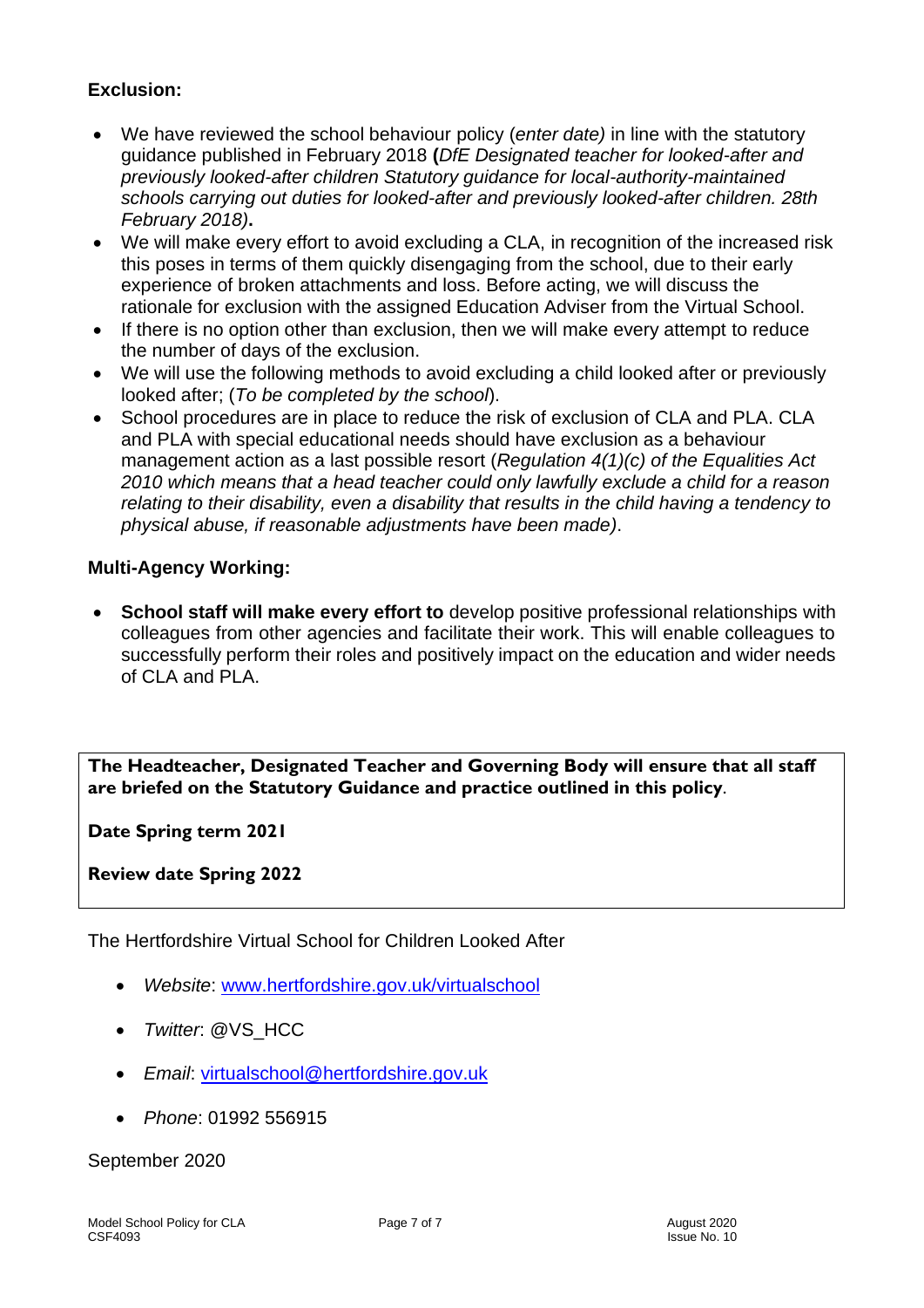**Exclusion:**

- We have reviewed the school behaviour policy (*enter date)* in line with the statutory guidance published in February 2018 **(***DfE Designated teacher for looked-after and previously looked-after children Statutory guidance for local-authority-maintained schools carrying out duties for looked-after and previously looked-after children. 28th February 2018)***.**
- We will make every effort to avoid excluding a CLA, in recognition of the increased risk this poses in terms of them quickly disengaging from the school, due to their early experience of broken attachments and loss. Before acting, we will discuss the rationale for exclusion with the assigned Education Adviser from the Virtual School.
- If there is no option other than exclusion, then we will make every attempt to reduce the number of days of the exclusion.
- We will use the following methods to avoid excluding a child looked after or previously looked after; (*To be completed by the school*).
- School procedures are in place to reduce the risk of exclusion of CLA and PLA. CLA and PLA with special educational needs should have exclusion as a behaviour management action as a last possible resort (*Regulation 4(1)(c) of the Equalities Act 2010 which means that a head teacher could only lawfully exclude a child for a reason relating to their disability, even a disability that results in the child having a tendency to physical abuse, if reasonable adjustments have been made)*.

**Multi-Agency Working:**

- **School staff will make every effort to** develop positive professional relationships with colleagues from other agencies and facilitate their work. This will enable colleagues to successfully perform their roles and positively impact on the education and wider needs of CLA and PLA.

**The Headteacher, Designated Teacher and Governing Body will ensure that all staff are briefed on the Statutory Guidance and practice outlined in this policy**.

**Date Spring term 2021**

**Review date Spring 2022**

The Hertfordshire Virtual School for Children Looked After

- *Website*: www.hertfordshire.gov.uk/virtualschool
- *Twitter*: @VS_HCC
- *Email*: virtualschool@hertfordshire.gov.uk
- *Phone*: 01992 556915

September 2020